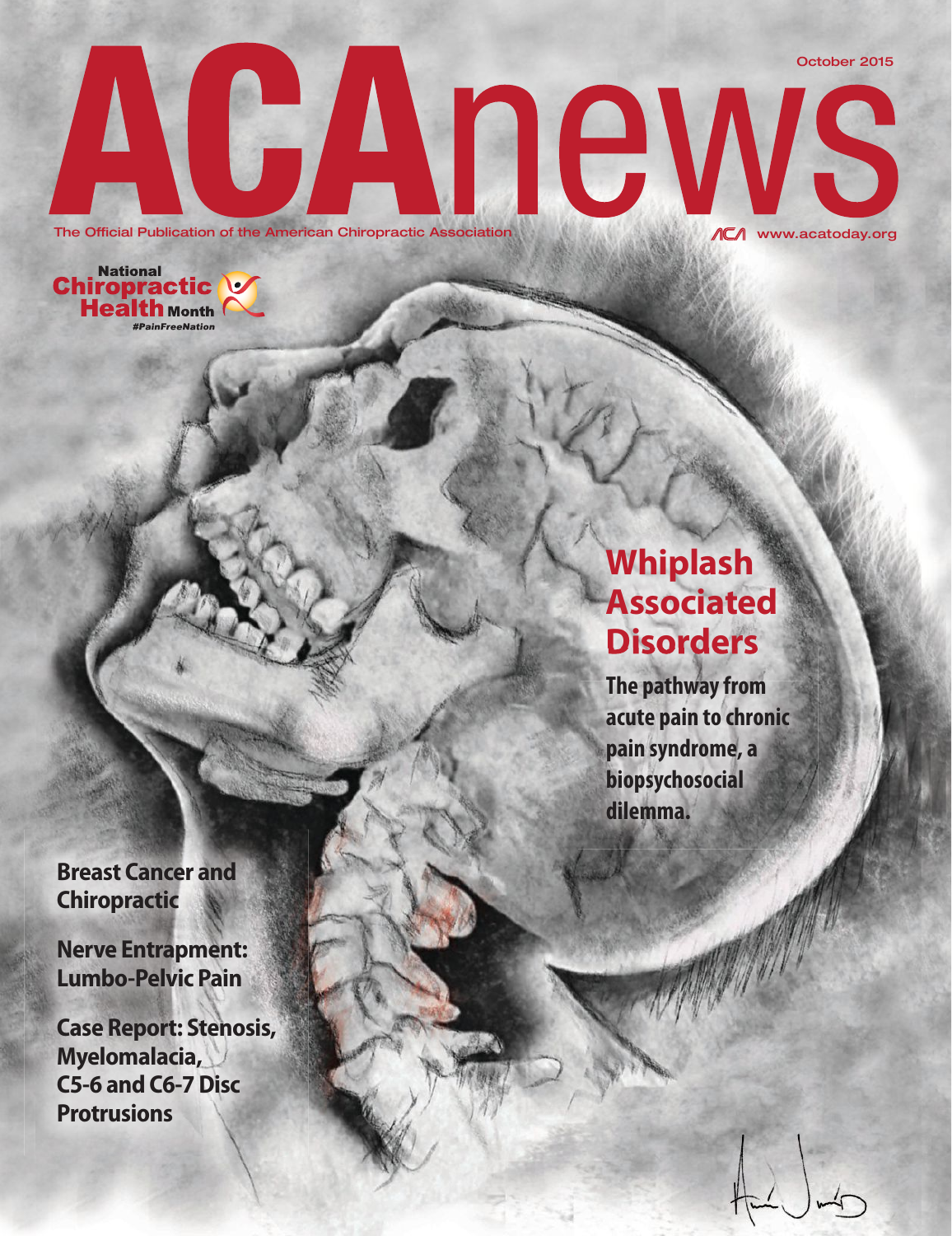# ACAnews

October 2015

The Official Publication of the American Chiropractic Association

www.acatoday.org

National Chiropractic Health Month
#PainFreeNation

## Whiplash Associated Disorders

**The pathway from acute pain to chronic pain syndrome, a biopsychosocial dilemma.**

**Breast Cancer and Chiropractic**

**Nerve Entrapment: Lumbo-Pelvic Pain**

**Case Report: Stenosis, Myelomalacia, C5-6 and C6-7 Disc Protrusions**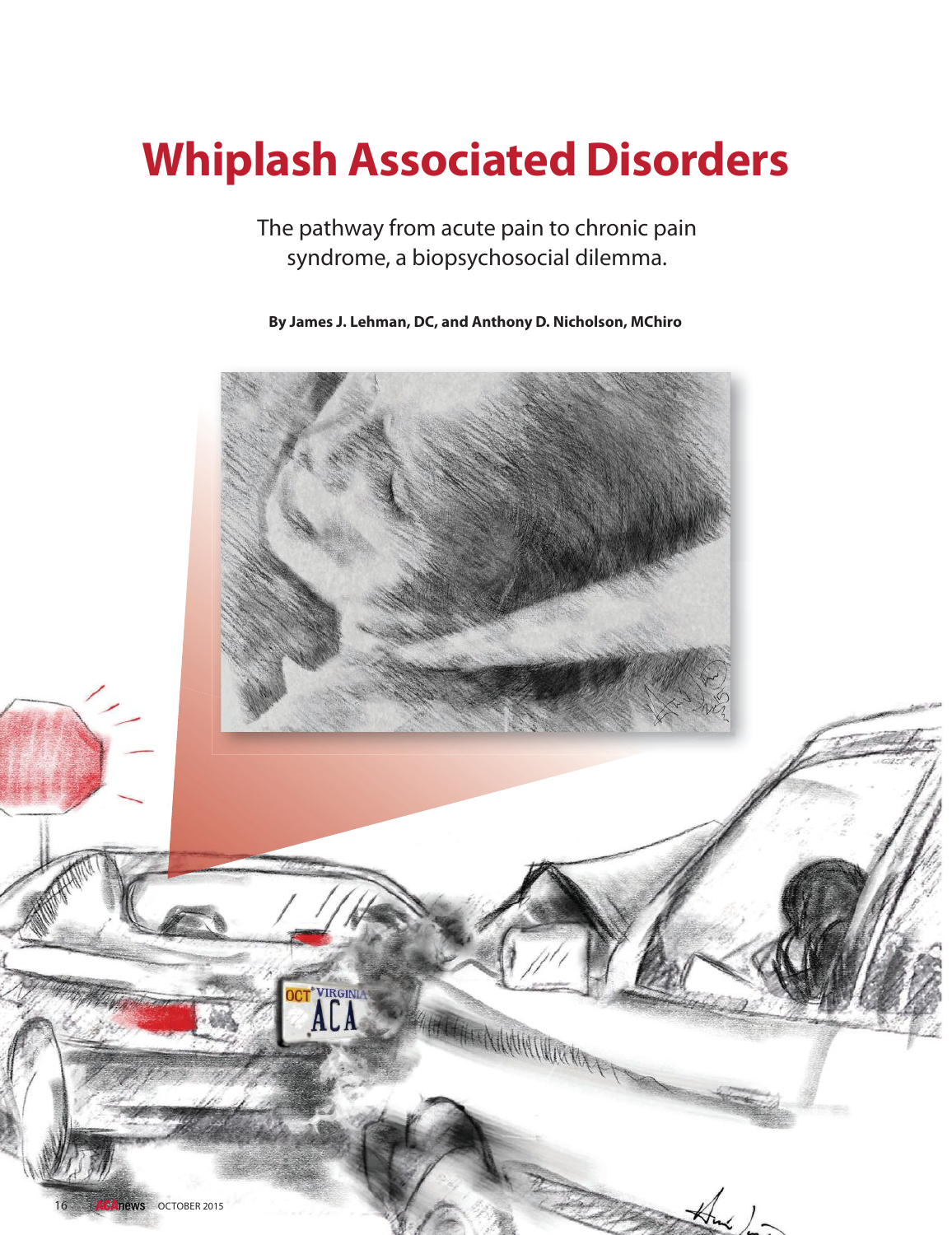# Whiplash Associated Disorders

The pathway from acute pain to chronic pain syndrome, a biopsychosocial dilemma.

**By James J. Lehman, DC, and Anthony D. Nicholson, MChiro**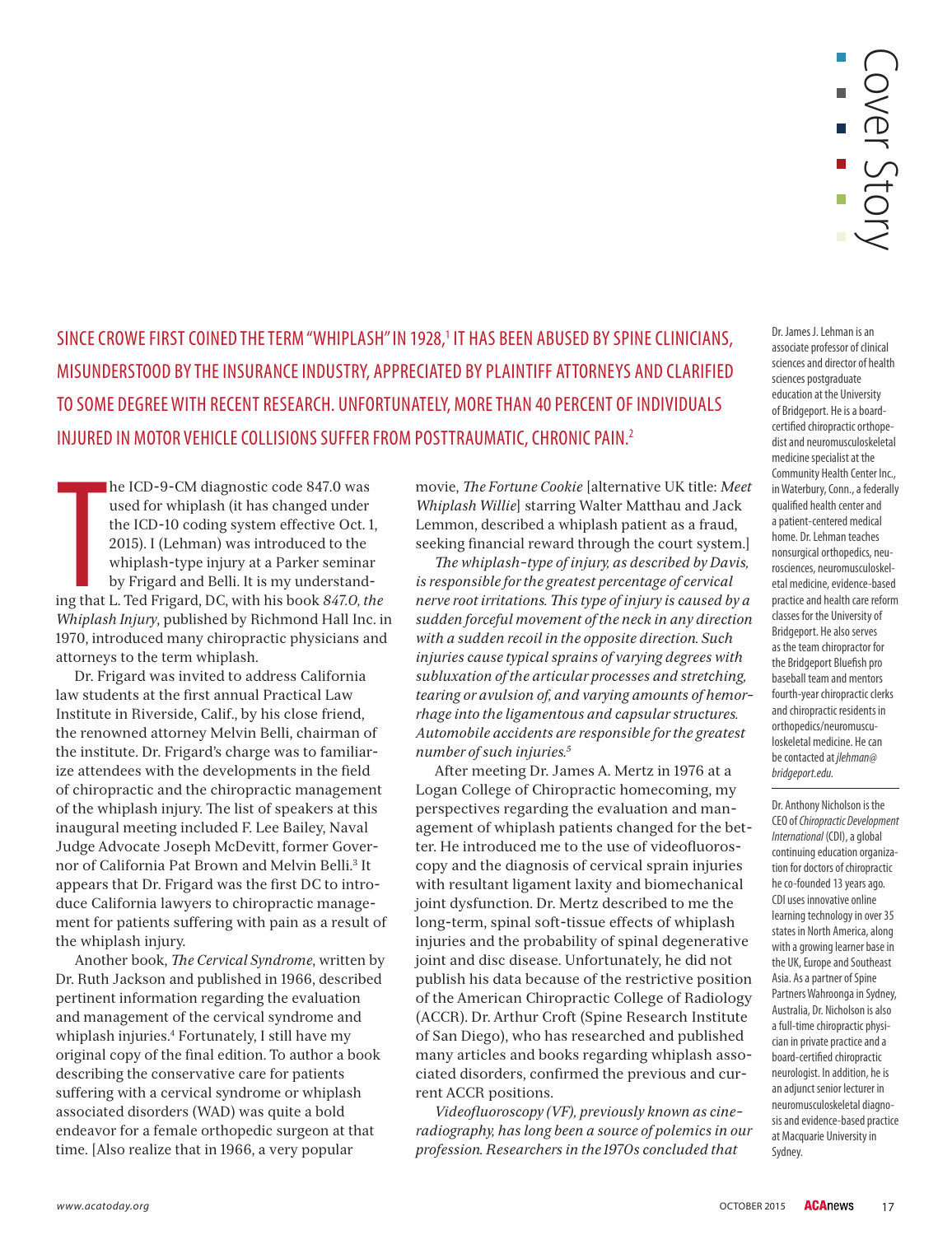# Cover Story

SINCE CROWE FIRST COINED THE TERM "WHIPLASH" IN 1928,[1] IT HAS BEEN ABUSED BY SPINE CLINICIANS, MISUNDERSTOOD BY THE INSURANCE INDUSTRY, APPRECIATED BY PLAINTIFF ATTORNEYS AND CLARIFIED TO SOME DEGREE WITH RECENT RESEARCH. UNFORTUNATELY, MORE THAN 40 PERCENT OF INDIVIDUALS INJURED IN MOTOR VEHICLE COLLISIONS SUFFER FROM POSTTRAUMATIC, CHRONIC PAIN.[2]

The ICD-9-CM diagnostic code 847.0 was used for whiplash (it has changed under the ICD-10 coding system effective Oct. 1, 2015). I (Lehman) was introduced to the whiplash-type injury at a Parker seminar by Frigard and Belli. It is my understanding that L. Ted Frigard, DC, with his book *847.0, the Whiplash Injury*, published by Richmond Hall Inc. in 1970, introduced many chiropractic physicians and attorneys to the term whiplash.

Dr. Frigard was invited to address California law students at the first annual Practical Law Institute in Riverside, Calif., by his close friend, the renowned attorney Melvin Belli, chairman of the institute. Dr. Frigard's charge was to familiarize attendees with the developments in the field of chiropractic and the chiropractic management of the whiplash injury. The list of speakers at this inaugural meeting included F. Lee Bailey, Naval Judge Advocate Joseph McDevitt, former Governor of California Pat Brown and Melvin Belli.[3] It appears that Dr. Frigard was the first DC to introduce California lawyers to chiropractic management for patients suffering with pain as a result of the whiplash injury.

Another book, *The Cervical Syndrome*, written by Dr. Ruth Jackson and published in 1966, described pertinent information regarding the evaluation and management of the cervical syndrome and whiplash injuries.[4] Fortunately, I still have my original copy of the final edition. To author a book describing the conservative care for patients suffering with a cervical syndrome or whiplash associated disorders (WAD) was quite a bold endeavor for a female orthopedic surgeon at that time. [Also realize that in 1966, a very popular movie, *The Fortune Cookie* [alternative UK title: *Meet Whiplash Willie*] starring Walter Matthau and Jack Lemmon, described a whiplash patient as a fraud, seeking financial reward through the court system.]

*The whiplash-type of injury, as described by Davis, is responsible for the greatest percentage of cervical nerve root irritations. This type of injury is caused by a sudden forceful movement of the neck in any direction with a sudden recoil in the opposite direction. Such injuries cause typical sprains of varying degrees with subluxation of the articular processes and stretching, tearing or avulsion of, and varying amounts of hemorrhage into the ligamentous and capsular structures. Automobile accidents are responsible for the greatest number of such injuries.*[5]

After meeting Dr. James A. Mertz in 1976 at a Logan College of Chiropractic homecoming, my perspectives regarding the evaluation and management of whiplash patients changed for the better. He introduced me to the use of videofluoroscopy and the diagnosis of cervical sprain injuries with resultant ligament laxity and biomechanical joint dysfunction. Dr. Mertz described to me the long-term, spinal soft-tissue effects of whiplash injuries and the probability of spinal degenerative joint and disc disease. Unfortunately, he did not publish his data because of the restrictive position of the American Chiropractic College of Radiology (ACCR). Dr. Arthur Croft (Spine Research Institute of San Diego), who has researched and published many articles and books regarding whiplash associated disorders, confirmed the previous and current ACCR positions.

*Videofluoroscopy (VF), previously known as cineradiography, has long been a source of polemics in our profession. Researchers in the 1970s concluded that*

Dr. James J. Lehman is an associate professor of clinical sciences and director of health sciences postgraduate education at the University of Bridgeport. He is a board-certified chiropractic orthopedist and neuromusculoskeletal medicine specialist at the Community Health Center Inc., in Waterbury, Conn., a federally qualified health center and a patient-centered medical home. Dr. Lehman teaches nonsurgical orthopedics, neurosciences, neuromusculoskeletal medicine, evidence-based practice and health care reform classes for the University of Bridgeport. He also serves as the team chiropractor for the Bridgeport Bluefish pro baseball team and mentors fourth-year chiropractic clerks and chiropractic residents in orthopedics/neuromusculoskeletal medicine. He can be contacted at *jlehman@bridgeport.edu*.

Dr. Anthony Nicholson is the CEO of *Chiropractic Development International* (CDI), a global continuing education organization for doctors of chiropractic he co-founded 13 years ago. CDI uses innovative online learning technology in over 35 states in North America, along with a growing learner base in the UK, Europe and Southeast Asia. As a partner of Spine Partners Wahroonga in Sydney, Australia, Dr. Nicholson is also a full-time chiropractic physician in private practice and a board-certified chiropractic neurologist. In addition, he is an adjunct senior lecturer in neuromusculoskeletal diagnosis and evidence-based practice at Macquarie University in Sydney.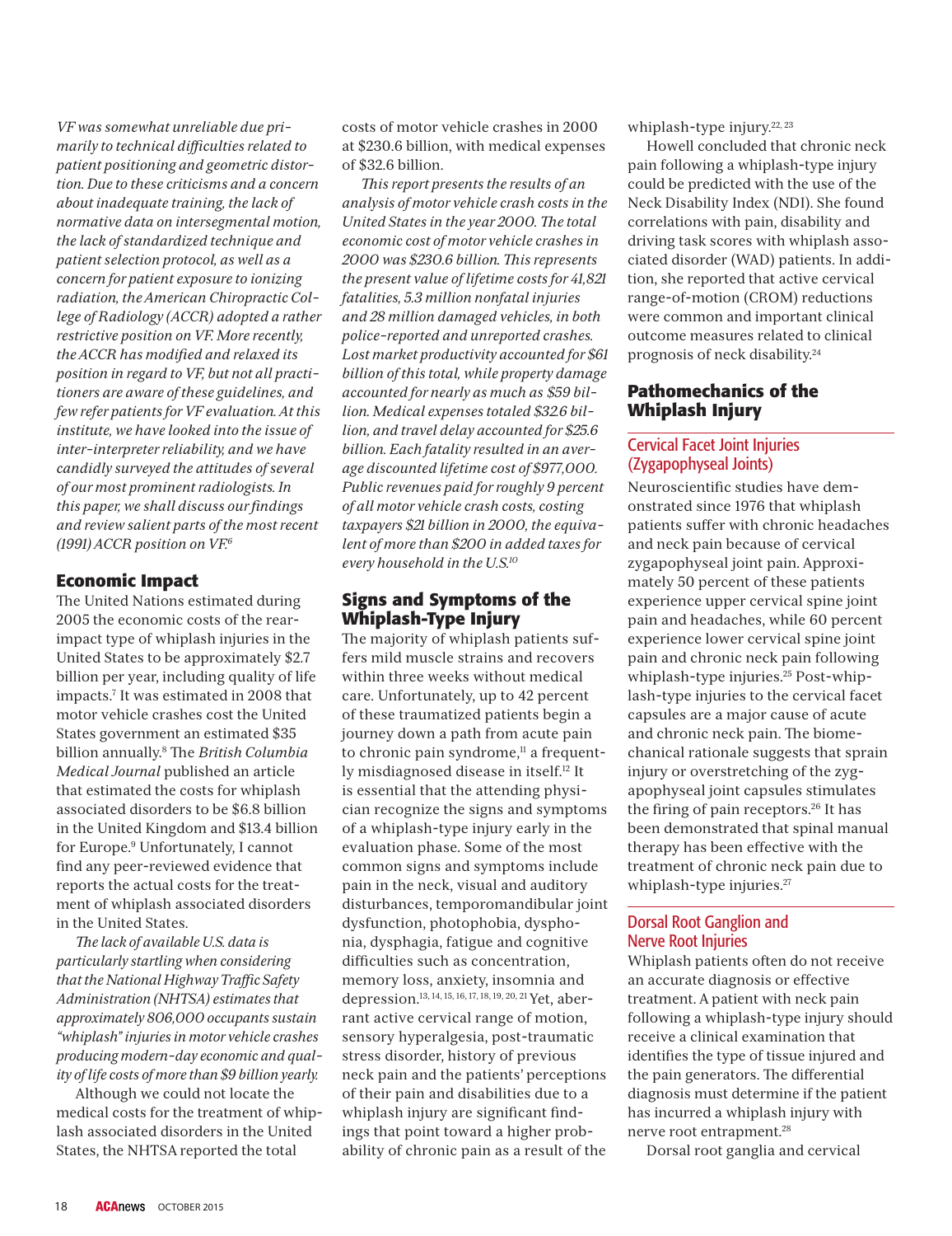*VF was somewhat unreliable due primarily to technical difficulties related to patient positioning and geometric distortion. Due to these criticisms and a concern about inadequate training, the lack of normative data on intersegmental motion, the lack of standardized technique and patient selection protocol, as well as a concern for patient exposure to ionizing radiation, the American Chiropractic College of Radiology (ACCR) adopted a rather restrictive position on VF. More recently, the ACCR has modified and relaxed its position in regard to VF, but not all practitioners are aware of these guidelines, and few refer patients for VF evaluation. At this institute, we have looked into the issue of inter-interpreter reliability, and we have candidly surveyed the attitudes of several of our most prominent radiologists. In this paper, we shall discuss our findings and review salient parts of the most recent (1991) ACCR position on VF.*[6]

## Economic Impact

The United Nations estimated during 2005 the economic costs of the rear-impact type of whiplash injuries in the United States to be approximately $2.7 billion per year, including quality of life impacts.[7] It was estimated in 2008 that motor vehicle crashes cost the United States government an estimated $35 billion annually.[8] The *British Columbia Medical Journal* published an article that estimated the costs for whiplash associated disorders to be $6.8 billion in the United Kingdom and $13.4 billion for Europe.[9] Unfortunately, I cannot find any peer-reviewed evidence that reports the actual costs for the treatment of whiplash associated disorders in the United States.

*The lack of available U.S. data is particularly startling when considering that the National Highway Traffic Safety Administration (NHTSA) estimates that approximately 806,000 occupants sustain "whiplash" injuries in motor vehicle crashes producing modern-day economic and quality of life costs of more than $9 billion yearly.*

Although we could not locate the medical costs for the treatment of whiplash associated disorders in the United States, the NHTSA reported the total costs of motor vehicle crashes in 2000 at $230.6 billion, with medical expenses of $32.6 billion.

*This report presents the results of an analysis of motor vehicle crash costs in the United States in the year 2000. The total economic cost of motor vehicle crashes in 2000 was $230.6 billion. This represents the present value of lifetime costs for 41,821 fatalities, 5.3 million nonfatal injuries and 28 million damaged vehicles, in both police-reported and unreported crashes. Lost market productivity accounted for $61 billion of this total, while property damage accounted for nearly as much as $59 billion. Medical expenses totaled $32.6 billion, and travel delay accounted for $25.6 billion. Each fatality resulted in an average discounted lifetime cost of $977,000. Public revenues paid for roughly 9 percent of all motor vehicle crash costs, costing taxpayers $21 billion in 2000, the equivalent of more than $200 in added taxes for every household in the U.S.*[10]

## Signs and Symptoms of the Whiplash-Type Injury

The majority of whiplash patients suffers mild muscle strains and recovers within three weeks without medical care. Unfortunately, up to 42 percent of these traumatized patients begin a journey down a path from acute pain to chronic pain syndrome,[11] a frequently misdiagnosed disease in itself.[12] It is essential that the attending physician recognize the signs and symptoms of a whiplash-type injury early in the evaluation phase. Some of the most common signs and symptoms include pain in the neck, visual and auditory disturbances, temporomandibular joint dysfunction, photophobia, dysphonia, dysphagia, fatigue and cognitive difficulties such as concentration, memory loss, anxiety, insomnia and depression.[13, 14, 15, 16, 17, 18, 19, 20, 21] Yet, aberrant active cervical range of motion, sensory hyperalgesia, post-traumatic stress disorder, history of previous neck pain and the patients' perceptions of their pain and disabilities due to a whiplash injury are significant findings that point toward a higher probability of chronic pain as a result of the whiplash-type injury.[22, 23]

Howell concluded that chronic neck pain following a whiplash-type injury could be predicted with the use of the Neck Disability Index (NDI). She found correlations with pain, disability and driving task scores with whiplash associated disorder (WAD) patients. In addition, she reported that active cervical range-of-motion (CROM) reductions were common and important clinical outcome measures related to clinical prognosis of neck disability.[24]

## Pathomechanics of the Whiplash Injury

### Cervical Facet Joint Injuries (Zygapophyseal Joints)

Neuroscientific studies have demonstrated since 1976 that whiplash patients suffer with chronic headaches and neck pain because of cervical zygapophyseal joint pain. Approximately 50 percent of these patients experience upper cervical spine joint pain and headaches, while 60 percent experience lower cervical spine joint pain and chronic neck pain following whiplash-type injuries.[25] Post-whiplash-type injuries to the cervical facet capsules are a major cause of acute and chronic neck pain. The biomechanical rationale suggests that sprain injury or overstretching of the zygapophyseal joint capsules stimulates the firing of pain receptors.[26] It has been demonstrated that spinal manual therapy has been effective with the treatment of chronic neck pain due to whiplash-type injuries.[27]

### Dorsal Root Ganglion and Nerve Root Injuries

Whiplash patients often do not receive an accurate diagnosis or effective treatment. A patient with neck pain following a whiplash-type injury should receive a clinical examination that identifies the type of tissue injured and the pain generators. The differential diagnosis must determine if the patient has incurred a whiplash injury with nerve root entrapment.[28]

Dorsal root ganglia and cervical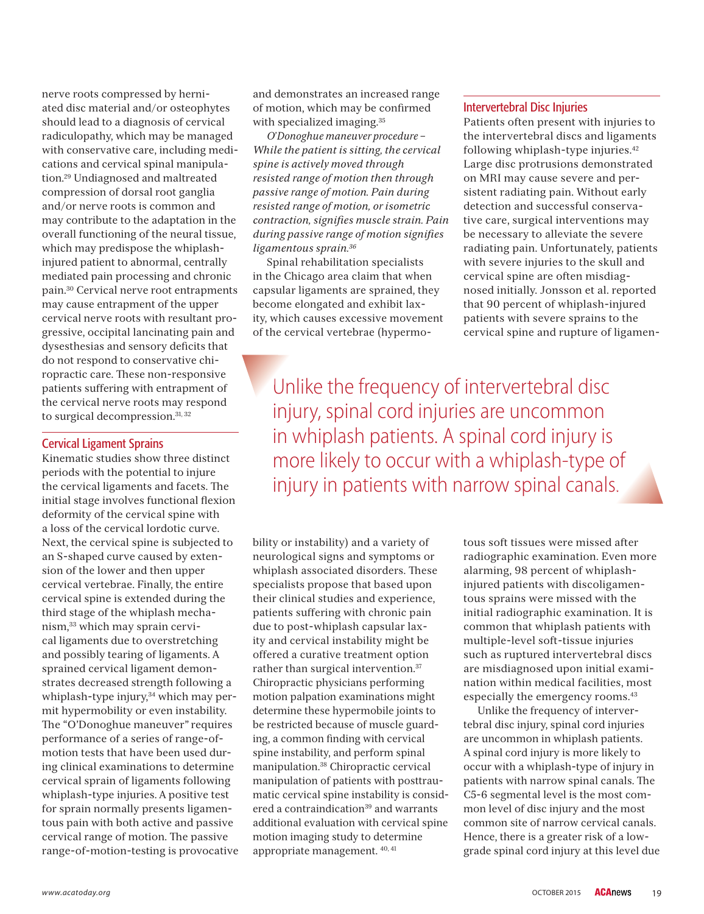nerve roots compressed by herniated disc material and/or osteophytes should lead to a diagnosis of cervical radiculopathy, which may be managed with conservative care, including medications and cervical spinal manipulation.[29] Undiagnosed and maltreated compression of dorsal root ganglia and/or nerve roots is common and may contribute to the adaptation in the overall functioning of the neural tissue, which may predispose the whiplash-injured patient to abnormal, centrally mediated pain processing and chronic pain.[30] Cervical nerve root entrapments may cause entrapment of the upper cervical nerve roots with resultant progressive, occipital lancinating pain and dysesthesias and sensory deficits that do not respond to conservative chiropractic care. These non-responsive patients suffering with entrapment of the cervical nerve roots may respond to surgical decompression.[31, 32]

## Cervical Ligament Sprains

Kinematic studies show three distinct periods with the potential to injure the cervical ligaments and facets. The initial stage involves functional flexion deformity of the cervical spine with a loss of the cervical lordotic curve. Next, the cervical spine is subjected to an S-shaped curve caused by extension of the lower and then upper cervical vertebrae. Finally, the entire cervical spine is extended during the third stage of the whiplash mechanism,[33] which may sprain cervical ligaments due to overstretching and possibly tearing of ligaments. A sprained cervical ligament demonstrates decreased strength following a whiplash-type injury,[34] which may permit hypermobility or even instability. The "O'Donoghue maneuver" requires performance of a series of range-of-motion tests that have been used during clinical examinations to determine cervical sprain of ligaments following whiplash-type injuries. A positive test for sprain normally presents ligamentous pain with both active and passive cervical range of motion. The passive range-of-motion-testing is provocative and demonstrates an increased range of motion, which may be confirmed with specialized imaging.[35]

*O'Donoghue maneuver procedure – While the patient is sitting, the cervical spine is actively moved through resisted range of motion then through passive range of motion. Pain during resisted range of motion, or isometric contraction, signifies muscle strain. Pain during passive range of motion signifies ligamentous sprain.*[36]

Spinal rehabilitation specialists in the Chicago area claim that when capsular ligaments are sprained, they become elongated and exhibit laxity, which causes excessive movement of the cervical vertebrae (hypermobility or instability) and a variety of neurological signs and symptoms or whiplash associated disorders. These specialists propose that based upon their clinical studies and experience, patients suffering with chronic pain due to post-whiplash capsular laxity and cervical instability might be offered a curative treatment option rather than surgical intervention.[37] Chiropractic physicians performing motion palpation examinations might determine these hypermobile joints to be restricted because of muscle guarding, a common finding with cervical spine instability, and perform spinal manipulation.[38] Chiropractic cervical manipulation of patients with posttraumatic cervical spine instability is considered a contraindication[39] and warrants additional evaluation with cervical spine motion imaging study to determine appropriate management.[40, 41]

## Intervertebral Disc Injuries

Patients often present with injuries to the intervertebral discs and ligaments following whiplash-type injuries.[42] Large disc protrusions demonstrated on MRI may cause severe and persistent radiating pain. Without early detection and successful conservative care, surgical interventions may be necessary to alleviate the severe radiating pain. Unfortunately, patients with severe injuries to the skull and cervical spine are often misdiagnosed initially. Jonsson et al. reported that 90 percent of whiplash-injured patients with severe sprains to the cervical spine and rupture of ligamentous soft tissues were missed after radiographic examination. Even more alarming, 98 percent of whiplash-injured patients with discoligamentous sprains were missed with the initial radiographic examination. It is common that whiplash patients with multiple-level soft-tissue injuries such as ruptured intervertebral discs are misdiagnosed upon initial examination within medical facilities, most especially the emergency rooms.[43]

> Unlike the frequency of intervertebral disc injury, spinal cord injuries are uncommon in whiplash patients. A spinal cord injury is more likely to occur with a whiplash-type of injury in patients with narrow spinal canals.

Unlike the frequency of intervertebral disc injury, spinal cord injuries are uncommon in whiplash patients. A spinal cord injury is more likely to occur with a whiplash-type of injury in patients with narrow spinal canals. The C5-6 segmental level is the most common level of disc injury and the most common site of narrow cervical canals. Hence, there is a greater risk of a low-grade spinal cord injury at this level due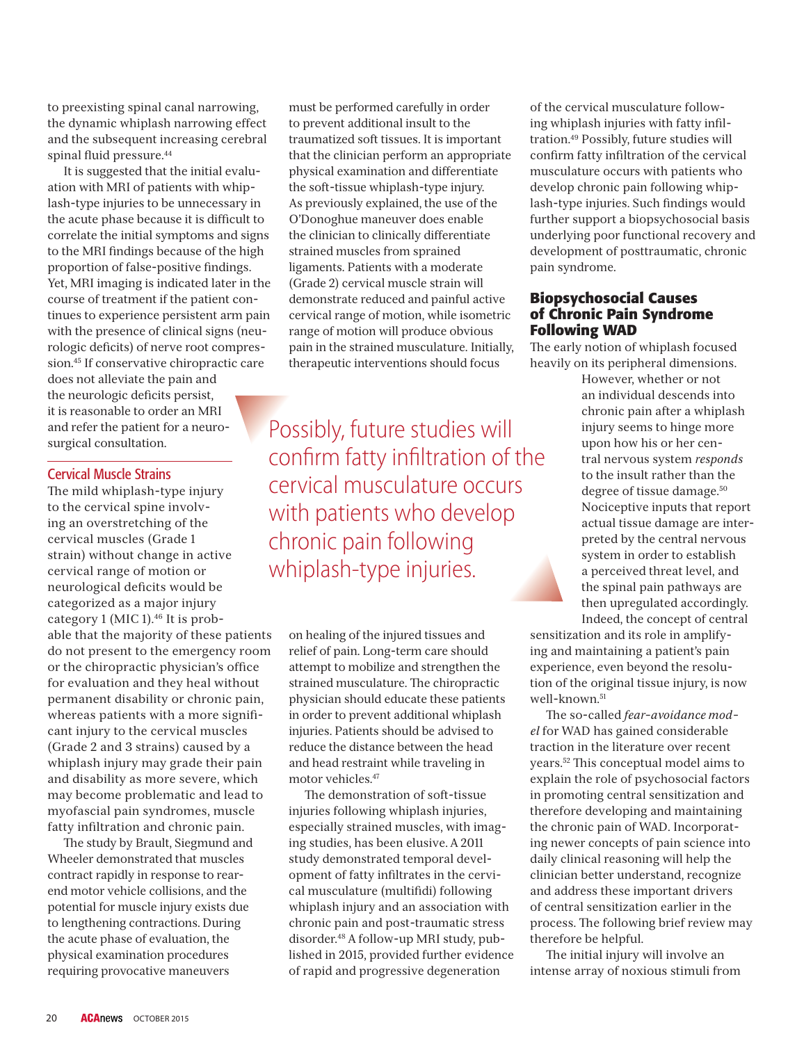to preexisting spinal canal narrowing, the dynamic whiplash narrowing effect and the subsequent increasing cerebral spinal fluid pressure.[44]

It is suggested that the initial evaluation with MRI of patients with whiplash-type injuries to be unnecessary in the acute phase because it is difficult to correlate the initial symptoms and signs to the MRI findings because of the high proportion of false-positive findings. Yet, MRI imaging is indicated later in the course of treatment if the patient continues to experience persistent arm pain with the presence of clinical signs (neurologic deficits) of nerve root compression.[45] If conservative chiropractic care does not alleviate the pain and the neurologic deficits persist, it is reasonable to order an MRI and refer the patient for a neurosurgical consultation.

## Cervical Muscle Strains

The mild whiplash-type injury to the cervical spine involving an overstretching of the cervical muscles (Grade 1 strain) without change in active cervical range of motion or neurological deficits would be categorized as a major injury category 1 (MIC 1).[46] It is probable that the majority of these patients do not present to the emergency room or the chiropractic physician's office for evaluation and they heal without permanent disability or chronic pain, whereas patients with a more significant injury to the cervical muscles (Grade 2 and 3 strains) caused by a whiplash injury may grade their pain and disability as more severe, which may become problematic and lead to myofascial pain syndromes, muscle fatty infiltration and chronic pain.

The study by Brault, Siegmund and Wheeler demonstrated that muscles contract rapidly in response to rear-end motor vehicle collisions, and the potential for muscle injury exists due to lengthening contractions. During the acute phase of evaluation, the physical examination procedures requiring provocative maneuvers must be performed carefully in order to prevent additional insult to the traumatized soft tissues. It is important that the clinician perform an appropriate physical examination and differentiate the soft-tissue whiplash-type injury. As previously explained, the use of the O'Donoghue maneuver does enable the clinician to clinically differentiate strained muscles from sprained ligaments. Patients with a moderate (Grade 2) cervical muscle strain will demonstrate reduced and painful active cervical range of motion, while isometric range of motion will produce obvious pain in the strained musculature. Initially, therapeutic interventions should focus on healing of the injured tissues and relief of pain. Long-term care should attempt to mobilize and strengthen the strained musculature. The chiropractic physician should educate these patients in order to prevent additional whiplash injuries. Patients should be advised to reduce the distance between the head and head restraint while traveling in motor vehicles.[47]

> Possibly, future studies will confirm fatty infiltration of the cervical musculature occurs with patients who develop chronic pain following whiplash-type injuries.

The demonstration of soft-tissue injuries following whiplash injuries, especially strained muscles, with imaging studies, has been elusive. A 2011 study demonstrated temporal development of fatty infiltrates in the cervical musculature (multifidi) following whiplash injury and an association with chronic pain and post-traumatic stress disorder.[48] A follow-up MRI study, published in 2015, provided further evidence of rapid and progressive degeneration of the cervical musculature following whiplash injuries with fatty infiltration.[49] Possibly, future studies will confirm fatty infiltration of the cervical musculature occurs with patients who develop chronic pain following whiplash-type injuries. Such findings would further support a biopsychosocial basis underlying poor functional recovery and development of posttraumatic, chronic pain syndrome.

## Biopsychosocial Causes of Chronic Pain Syndrome Following WAD

The early notion of whiplash focused heavily on its peripheral dimensions. However, whether or not an individual descends into chronic pain after a whiplash injury seems to hinge more upon how his or her central nervous system *responds* to the insult rather than the degree of tissue damage.[50] Nociceptive inputs that report actual tissue damage are interpreted by the central nervous system in order to establish a perceived threat level, and the spinal pain pathways are then upregulated accordingly. Indeed, the concept of central sensitization and its role in amplifying and maintaining a patient's pain experience, even beyond the resolution of the original tissue injury, is now well-known.[51]

The so-called *fear-avoidance model* for WAD has gained considerable traction in the literature over recent years.[52] This conceptual model aims to explain the role of psychosocial factors in promoting central sensitization and therefore developing and maintaining the chronic pain of WAD. Incorporating newer concepts of pain science into daily clinical reasoning will help the clinician better understand, recognize and address these important drivers of central sensitization earlier in the process. The following brief review may therefore be helpful.

The initial injury will involve an intense array of noxious stimuli from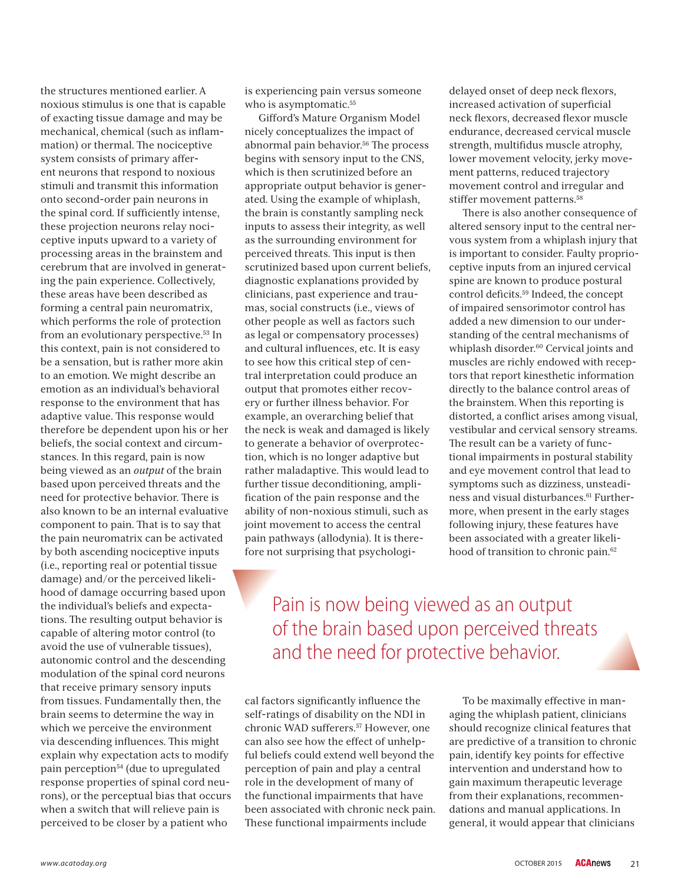the structures mentioned earlier. A noxious stimulus is one that is capable of exacting tissue damage and may be mechanical, chemical (such as inflammation) or thermal. The nociceptive system consists of primary afferent neurons that respond to noxious stimuli and transmit this information onto second-order pain neurons in the spinal cord. If sufficiently intense, these projection neurons relay nociceptive inputs upward to a variety of processing areas in the brainstem and cerebrum that are involved in generating the pain experience. Collectively, these areas have been described as forming a central pain neuromatrix, which performs the role of protection from an evolutionary perspective.[53] In this context, pain is not considered to be a sensation, but is rather more akin to an emotion. We might describe an emotion as an individual's behavioral response to the environment that has adaptive value. This response would therefore be dependent upon his or her beliefs, the social context and circumstances. In this regard, pain is now being viewed as an *output* of the brain based upon perceived threats and the need for protective behavior. There is also known to be an internal evaluative component to pain. That is to say that the pain neuromatrix can be activated by both ascending nociceptive inputs (i.e., reporting real or potential tissue damage) and/or the perceived likelihood of damage occurring based upon the individual's beliefs and expectations. The resulting output behavior is capable of altering motor control (to avoid the use of vulnerable tissues), autonomic control and the descending modulation of the spinal cord neurons that receive primary sensory inputs from tissues. Fundamentally then, the brain seems to determine the way in which we perceive the environment via descending influences. This might explain why expectation acts to modify pain perception[54] (due to upregulated response properties of spinal cord neurons), or the perceptual bias that occurs when a switch that will relieve pain is perceived to be closer by a patient who is experiencing pain versus someone who is asymptomatic.[55]

Gifford's Mature Organism Model nicely conceptualizes the impact of abnormal pain behavior.[56] The process begins with sensory input to the CNS, which is then scrutinized before an appropriate output behavior is generated. Using the example of whiplash, the brain is constantly sampling neck inputs to assess their integrity, as well as the surrounding environment for perceived threats. This input is then scrutinized based upon current beliefs, diagnostic explanations provided by clinicians, past experience and traumas, social constructs (i.e., views of other people as well as factors such as legal or compensatory processes) and cultural influences, etc. It is easy to see how this critical step of central interpretation could produce an output that promotes either recovery or further illness behavior. For example, an overarching belief that the neck is weak and damaged is likely to generate a behavior of overprotection, which is no longer adaptive but rather maladaptive. This would lead to further tissue deconditioning, amplification of the pain response and the ability of non-noxious stimuli, such as joint movement to access the central pain pathways (allodynia). It is therefore not surprising that psychological factors significantly influence the self-ratings of disability on the NDI in chronic WAD sufferers.[57] However, one can also see how the effect of unhelpful beliefs could extend well beyond the perception of pain and play a central role in the development of many of the functional impairments that have been associated with chronic neck pain. These functional impairments include delayed onset of deep neck flexors, increased activation of superficial neck flexors, decreased flexor muscle endurance, decreased cervical muscle strength, multifidus muscle atrophy, lower movement velocity, jerky movement patterns, reduced trajectory movement control and irregular and stiffer movement patterns.[58]

There is also another consequence of altered sensory input to the central nervous system from a whiplash injury that is important to consider. Faulty proprioceptive inputs from an injured cervical spine are known to produce postural control deficits.[59] Indeed, the concept of impaired sensorimotor control has added a new dimension to our understanding of the central mechanisms of whiplash disorder.[60] Cervical joints and muscles are richly endowed with receptors that report kinesthetic information directly to the balance control areas of the brainstem. When this reporting is distorted, a conflict arises among visual, vestibular and cervical sensory streams. The result can be a variety of functional impairments in postural stability and eye movement control that lead to symptoms such as dizziness, unsteadiness and visual disturbances.[61] Furthermore, when present in the early stages following injury, these features have been associated with a greater likelihood of transition to chronic pain.[62]

> Pain is now being viewed as an output of the brain based upon perceived threats and the need for protective behavior.

To be maximally effective in managing the whiplash patient, clinicians should recognize clinical features that are predictive of a transition to chronic pain, identify key points for effective intervention and understand how to gain maximum therapeutic leverage from their explanations, recommendations and manual applications. In general, it would appear that clinicians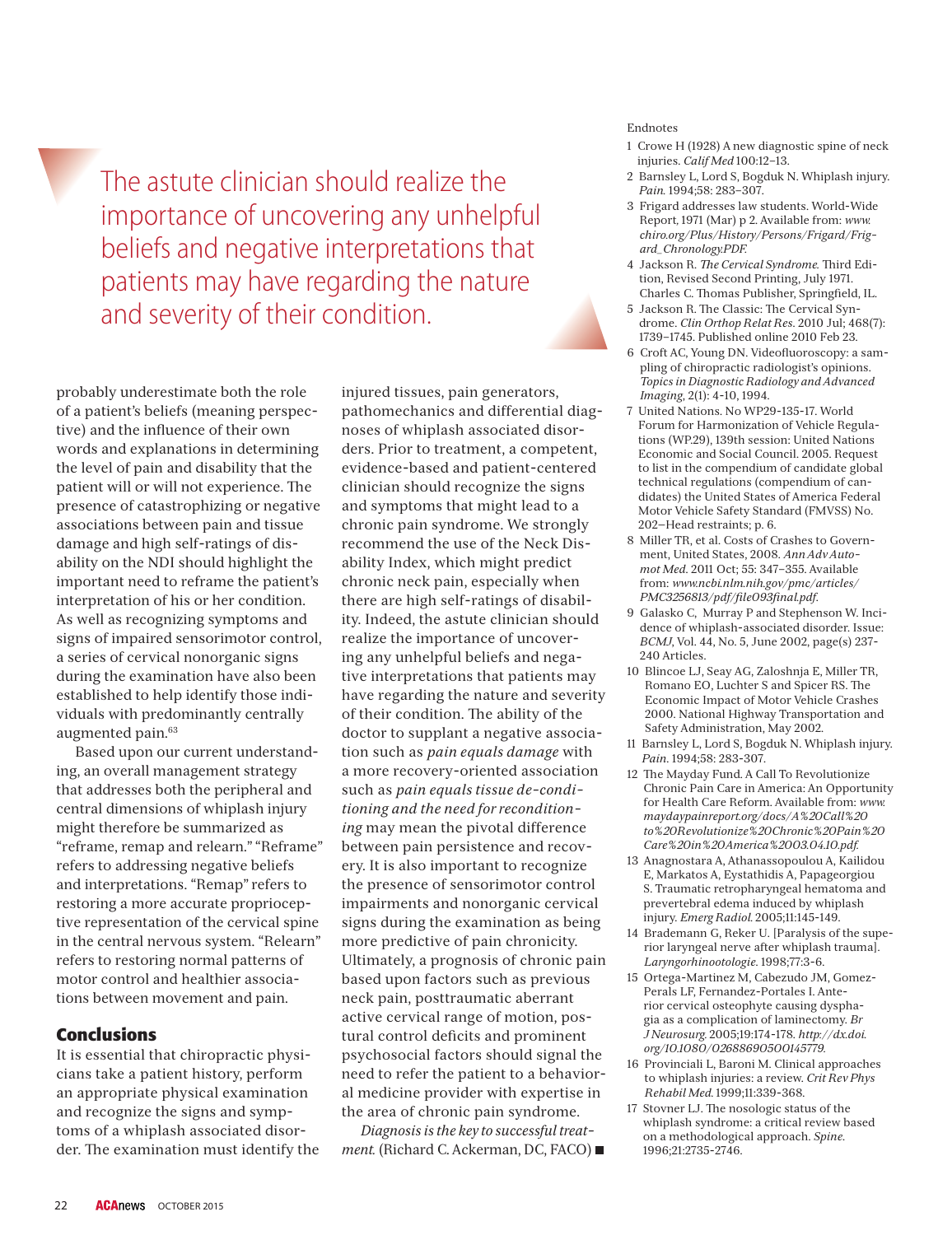> The astute clinician should realize the importance of uncovering any unhelpful beliefs and negative interpretations that patients may have regarding the nature and severity of their condition.

probably underestimate both the role of a patient's beliefs (meaning perspective) and the influence of their own words and explanations in determining the level of pain and disability that the patient will or will not experience. The presence of catastrophizing or negative associations between pain and tissue damage and high self-ratings of disability on the NDI should highlight the important need to reframe the patient's interpretation of his or her condition. As well as recognizing symptoms and signs of impaired sensorimotor control, a series of cervical nonorganic signs during the examination have also been established to help identify those individuals with predominantly centrally augmented pain.[63]

Based upon our current understanding, an overall management strategy that addresses both the peripheral and central dimensions of whiplash injury might therefore be summarized as "reframe, remap and relearn." "Reframe" refers to addressing negative beliefs and interpretations. "Remap" refers to restoring a more accurate proprioceptive representation of the cervical spine in the central nervous system. "Relearn" refers to restoring normal patterns of motor control and healthier associations between movement and pain.

## Conclusions

It is essential that chiropractic physicians take a patient history, perform an appropriate physical examination and recognize the signs and symptoms of a whiplash associated disorder. The examination must identify the injured tissues, pain generators, pathomechanics and differential diagnoses of whiplash associated disorders. Prior to treatment, a competent, evidence-based and patient-centered clinician should recognize the signs and symptoms that might lead to a chronic pain syndrome. We strongly recommend the use of the Neck Disability Index, which might predict chronic neck pain, especially when there are high self-ratings of disability. Indeed, the astute clinician should realize the importance of uncovering any unhelpful beliefs and negative interpretations that patients may have regarding the nature and severity of their condition. The ability of the doctor to supplant a negative association such as *pain equals damage* with a more recovery-oriented association such as *pain equals tissue de-conditioning and the need for reconditioning* may mean the pivotal difference between pain persistence and recovery. It is also important to recognize the presence of sensorimotor control impairments and nonorganic cervical signs during the examination as being more predictive of pain chronicity. Ultimately, a prognosis of chronic pain based upon factors such as previous neck pain, posttraumatic aberrant active cervical range of motion, postural control deficits and prominent psychosocial factors should signal the need to refer the patient to a behavioral medicine provider with expertise in the area of chronic pain syndrome.

*Diagnosis is the key to successful treatment.* (Richard C. Ackerman, DC, FACO) ■

Endnotes

1. Crowe H (1928) A new diagnostic spine of neck injuries. *Calif Med* 100:12–13.
2. Barnsley L, Lord S, Bogduk N. Whiplash injury. *Pain*. 1994;58: 283–307.
3. Frigard addresses law students. World-Wide Report, 1971 (Mar) p 2. Available from: *www.chiro.org/Plus/History/Persons/Frigard/Frigard_Chronology.PDF.*
4. Jackson R. *The Cervical Syndrome*. Third Edition, Revised Second Printing, July 1971. Charles C. Thomas Publisher, Springfield, IL.
5. Jackson R. The Classic: The Cervical Syndrome. *Clin Orthop Relat Res*. 2010 Jul; 468(7): 1739–1745. Published online 2010 Feb 23.
6. Croft AC, Young DN. Videofluoroscopy: a sampling of chiropractic radiologist's opinions. *Topics in Diagnostic Radiology and Advanced Imaging*, 2(1): 4-10, 1994.
7. United Nations. No WP29-135-17. World Forum for Harmonization of Vehicle Regulations (WP.29), 139th session: United Nations Economic and Social Council. 2005. Request to list in the compendium of candidate global technical regulations (compendium of candidates) the United States of America Federal Motor Vehicle Safety Standard (FMVSS) No. 202—Head restraints; p. 6.
8. Miller TR, et al. Costs of Crashes to Government, United States, 2008. *Ann Adv Automot Med*. 2011 Oct; 55: 347–355. Available from: *www.ncbi.nlm.nih.gov/pmc/articles/PMC3256813/pdf/file093final.pdf.*
9. Galasko C, Murray P and Stephenson W. Incidence of whiplash-associated disorder. Issue: *BCMJ*, Vol. 44, No. 5, June 2002, page(s) 237-240 Articles.
10. Blincoe LJ, Seay AG, Zaloshnja E, Miller TR, Romano EO, Luchter S and Spicer RS. The Economic Impact of Motor Vehicle Crashes 2000. National Highway Transportation and Safety Administration, May 2002.
11. Barnsley L, Lord S, Bogduk N. Whiplash injury. *Pain*. 1994;58: 283-307.
12. The Mayday Fund. A Call To Revolutionize Chronic Pain Care in America: An Opportunity for Health Care Reform. Available from: *www.maydaypainreport.org/docs/A%20Call%20to%20Revolutionize%20Chronic%20Pain%20Care%20in%20America%2003.04.10.pdf.*
13. Anagnostara A, Athanassopoulou A, Kailidou E, Markatos A, Eystathidis A, Papageorgiou S. Traumatic retropharyngeal hematoma and prevertebral edema induced by whiplash injury. *Emerg Radiol*. 2005;11:145-149.
14. Brademann G, Reker U. [Paralysis of the superior laryngeal nerve after whiplash trauma]. *Laryngorhinootologie*. 1998;77:3-6.
15. Ortega-Martinez M, Cabezudo JM, Gomez-Perals LF, Fernandez-Portales I. Anterior cervical osteophyte causing dysphagia as a complication of laminectomy. *Br J Neurosurg*. 2005;19:174-178. *http://dx.doi.org/10.1080/02688690500145779.*
16. Provinciali L, Baroni M. Clinical approaches to whiplash injuries: a review. *Crit Rev Phys Rehabil Med*. 1999;11:339-368.
17. Stovner LJ. The nosologic status of the whiplash syndrome: a critical review based on a methodological approach. *Spine*. 1996;21:2735-2746.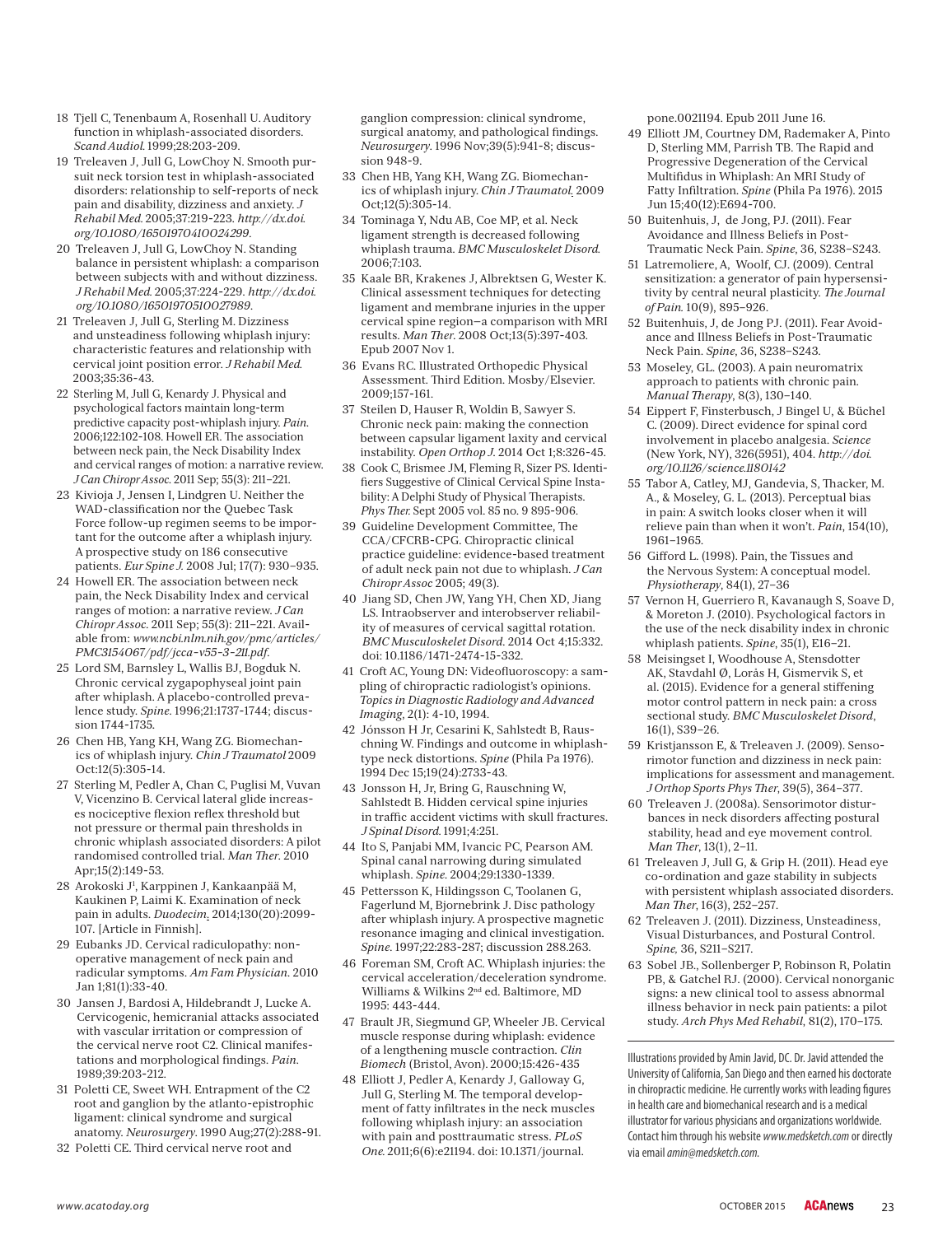18 Tjell C, Tenenbaum A, Rosenhall U. Auditory function in whiplash-associated disorders. *Scand Audiol.* 1999;28:203-209.

19 Treleaven J, Jull G, LowChoy N. Smooth pursuit neck torsion test in whiplash-associated disorders: relationship to self-reports of neck pain and disability, dizziness and anxiety. *J Rehabil Med.* 2005;37:219-223. *http://dx.doi.org/10.1080/16501970410024299*.

20 Treleaven J, Jull G, LowChoy N. Standing balance in persistent whiplash: a comparison between subjects with and without dizziness. *J Rehabil Med.* 2005;37:224-229. *http://dx.doi.org/10.1080/16501970510027989*.

21 Treleaven J, Jull G, Sterling M. Dizziness and unsteadiness following whiplash injury: characteristic features and relationship with cervical joint position error. *J Rehabil Med.* 2003;35:36-43.

22 Sterling M, Jull G, Kenardy J. Physical and psychological factors maintain long-term predictive capacity post-whiplash injury. *Pain.* 2006;122:102-108. Howell ER. The association between neck pain, the Neck Disability Index and cervical ranges of motion: a narrative review. *J Can Chiropr Assoc.* 2011 Sep; 55(3): 211–221.

23 Kivioja J, Jensen I, Lindgren U. Neither the WAD-classification nor the Quebec Task Force follow-up regimen seems to be important for the outcome after a whiplash injury. A prospective study on 186 consecutive patients. *Eur Spine J.* 2008 Jul; 17(7): 930–935.

24 Howell ER. The association between neck pain, the Neck Disability Index and cervical ranges of motion: a narrative review. *J Can Chiropr Assoc.* 2011 Sep; 55(3): 211–221. Available from: *www.ncbi.nlm.nih.gov/pmc/articles/PMC3154067/pdf/jcca-v55-3-211.pdf*.

25 Lord SM, Barnsley L, Wallis BJ, Bogduk N. Chronic cervical zygapophyseal joint pain after whiplash. A placebo-controlled prevalence study. *Spine.* 1996;21:1737-1744; discussion 1744-1735.

26 Chen HB, Yang KH, Wang ZG. Biomechanics of whiplash injury. *Chin J Traumatol* 2009 Oct;12(5):305-14.

27 Sterling M, Pedler A, Chan C, Puglisi M, Vuvan V, Vicenzino B. Cervical lateral glide increases nociceptive flexion reflex threshold but not pressure or thermal pain thresholds in chronic whiplash associated disorders: A pilot randomised controlled trial. *Man Ther.* 2010 Apr;15(2):149-53.

28 Arokoski J[1], Karppinen J, Kankaanpää M, Kaukinen P, Laimi K. Examination of neck pain in adults. *Duodecim.* 2014;130(20):2099-107. [Article in Finnish].

29 Eubanks JD. Cervical radiculopathy: nonoperative management of neck pain and radicular symptoms. *Am Fam Physician.* 2010 Jan 1;81(1):33-40.

30 Jansen J, Bardosi A, Hildebrandt J, Lucke A. Cervicogenic, hemicranial attacks associated with vascular irritation or compression of the cervical nerve root C2. Clinical manifestations and morphological findings. *Pain.* 1989;39:203-212.

31 Poletti CE, Sweet WH. Entrapment of the C2 root and ganglion by the atlanto-epistrophic ligament: clinical syndrome and surgical anatomy. *Neurosurgery.* 1990 Aug;27(2):288-91.

32 Poletti CE. Third cervical nerve root and ganglion compression: clinical syndrome, surgical anatomy, and pathological findings. *Neurosurgery.* 1996 Nov;39(5):941-8; discussion 948-9.

33 Chen HB, Yang KH, Wang ZG. Biomechanics of whiplash injury. *Chin J Traumatol.* 2009 Oct;12(5):305-14.

34 Tominaga Y, Ndu AB, Coe MP, et al. Neck ligament strength is decreased following whiplash trauma. *BMC Musculoskelet Disord.* 2006;7:103.

35 Kaale BR, Krakenes J, Albrektsen G, Wester K. Clinical assessment techniques for detecting ligament and membrane injuries in the upper cervical spine region—a comparison with MRI results. *Man Ther.* 2008 Oct;13(5):397-403. Epub 2007 Nov 1.

36 Evans RC. Illustrated Orthopedic Physical Assessment. Third Edition. Mosby/Elsevier. 2009;157-161.

37 Steilen D, Hauser R, Woldin B, Sawyer S. Chronic neck pain: making the connection between capsular ligament laxity and cervical instability. *Open Orthop J.* 2014 Oct 1;8:326-45.

38 Cook C, Brismee JM, Fleming R, Sizer PS. Identifiers Suggestive of Clinical Cervical Spine Instability: A Delphi Study of Physical Therapists. *Phys Ther.* Sept 2005 vol. 85 no. 9 895-906.

39 Guideline Development Committee, The CCA/CFCRB-CPG. Chiropractic clinical practice guideline: evidence-based treatment of adult neck pain not due to whiplash. *J Can Chiropr Assoc* 2005; 49(3).

40 Jiang SD, Chen JW, Yang YH, Chen XD, Jiang LS. Intraobserver and interobserver reliability of measures of cervical sagittal rotation. *BMC Musculoskelet Disord.* 2014 Oct 4;15:332. doi: 10.1186/1471-2474-15-332.

41 Croft AC, Young DN: Videofluoroscopy: a sampling of chiropractic radiologist's opinions. *Topics in Diagnostic Radiology and Advanced Imaging*, 2(1): 4-10, 1994.

42 Jónsson H Jr, Cesarini K, Sahlstedt B, Rauschning W. Findings and outcome in whiplash-type neck distortions. *Spine* (Phila Pa 1976). 1994 Dec 15;19(24):2733-43.

43 Jonsson H, Jr, Bring G, Rauschning W, Sahlstedt B. Hidden cervical spine injuries in traffic accident victims with skull fractures. *J Spinal Disord.* 1991;4:251.

44 Ito S, Panjabi MM, Ivancic PC, Pearson AM. Spinal canal narrowing during simulated whiplash. *Spine.* 2004;29:1330-1339.

45 Pettersson K, Hildingsson C, Toolanen G, Fagerlund M, Bjornebrink J. Disc pathology after whiplash injury. A prospective magnetic resonance imaging and clinical investigation. *Spine.* 1997;22:283-287; discussion 288.263.

46 Foreman SM, Croft AC. Whiplash injuries: the cervical acceleration/deceleration syndrome. Williams & Wilkins 2nd ed. Baltimore, MD 1995: 443-444.

47 Brault JR, Siegmund GP, Wheeler JB. Cervical muscle response during whiplash: evidence of a lengthening muscle contraction. *Clin Biomech* (Bristol, Avon). 2000;15:426-435

48 Elliott J, Pedler A, Kenardy J, Galloway G, Jull G, Sterling M. The temporal development of fatty infiltrates in the neck muscles following whiplash injury: an association with pain and posttraumatic stress. *PLoS One.* 2011;6(6):e21194. doi: 10.1371/journal.pone.0021194. Epub 2011 June 16.

49 Elliott JM, Courtney DM, Rademaker A, Pinto D, Sterling MM, Parrish TB. The Rapid and Progressive Degeneration of the Cervical Multifidus in Whiplash: An MRI Study of Fatty Infiltration. *Spine* (Phila Pa 1976). 2015 Jun 15;40(12):E694-700.

50 Buitenhuis, J, de Jong, PJ. (2011). Fear Avoidance and Illness Beliefs in Post-Traumatic Neck Pain. *Spine*, 36, S238–S243.

51 Latremoliere, A, Woolf, CJ. (2009). Central sensitization: a generator of pain hypersensitivity by central neural plasticity. *The Journal of Pain.* 10(9), 895–926.

52 Buitenhuis J, de Jong PJ. (2011). Fear Avoidance and Illness Beliefs in Post-Traumatic Neck Pain. *Spine*, 36, S238–S243.

53 Moseley, GL. (2003). A pain neuromatrix approach to patients with chronic pain. *Manual Therapy*, 8(3), 130–140.

54 Eippert F, Finsterbusch, J Bingel U, & Büchel C. (2009). Direct evidence for spinal cord involvement in placebo analgesia. *Science* (New York, NY), 326(5951), 404. *http://doi.org/10.1126/science.1180142*

55 Tabor A, Catley, MJ, Gandevia, S, Thacker, M. A., & Moseley, G. L. (2013). Perceptual bias in pain: A switch looks closer when it will relieve pain than when it won't. *Pain*, 154(10), 1961–1965.

56 Gifford L. (1998). Pain, the Tissues and the Nervous System: A conceptual model. *Physiotherapy*, 84(1), 27–36

57 Vernon H, Guerriero R, Kavanaugh S, Soave D, & Moreton J. (2010). Psychological factors in the use of the neck disability index in chronic whiplash patients. *Spine*, 35(1), E16–21.

58 Meisingset I, Woodhouse A, Stensdotter AK, Stavdahl Ø, Lorås H, Gismervik S, et al. (2015). Evidence for a general stiffening motor control pattern in neck pain: a cross sectional study. *BMC Musculoskelet Disord*, 16(1), S39–26.

59 Kristjansson E, & Treleaven J. (2009). Sensorimotor function and dizziness in neck pain: implications for assessment and management. *J Orthop Sports Phys Ther*, 39(5), 364–377.

60 Treleaven J. (2008a). Sensorimotor disturbances in neck disorders affecting postural stability, head and eye movement control. *Man Ther*, 13(1), 2–11.

61 Treleaven J, Jull G, & Grip H. (2011). Head eye co-ordination and gaze stability in subjects with persistent whiplash associated disorders. *Man Ther*, 16(3), 252–257.

62 Treleaven J. (2011). Dizziness, Unsteadiness, Visual Disturbances, and Postural Control. *Spine*, 36, S211–S217.

63 Sobel JB., Sollenberger P, Robinson R, Polatin PB, & Gatchel RJ. (2000). Cervical nonorganic signs: a new clinical tool to assess abnormal illness behavior in neck pain patients: a pilot study. *Arch Phys Med Rehabil*, 81(2), 170–175.

---

Illustrations provided by Amin Javid, DC. Dr. Javid attended the University of California, San Diego and then earned his doctorate in chiropractic medicine. He currently works with leading figures in health care and biomechanical research and is a medical illustrator for various physicians and organizations worldwide. Contact him through his website *www.medsketch.com* or directly via email *amin@medsketch.com*.